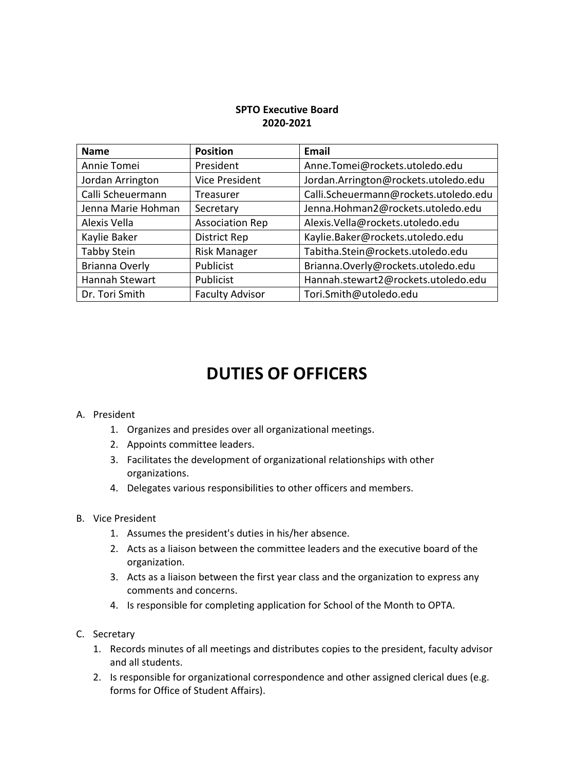**SPTO Executive Board**
**2020-2021**

| Name | Position | Email |
| --- | --- | --- |
| Annie Tomei | President | Anne.Tomei@rockets.utoledo.edu |
| Jordan Arrington | Vice President | Jordan.Arrington@rockets.utoledo.edu |
| Calli Scheuermann | Treasurer | Calli.Scheuermann@rockets.utoledo.edu |
| Jenna Marie Hohman | Secretary | Jenna.Hohman2@rockets.utoledo.edu |
| Alexis Vella | Association Rep | Alexis.Vella@rockets.utoledo.edu |
| Kaylie Baker | District Rep | Kaylie.Baker@rockets.utoledo.edu |
| Tabby Stein | Risk Manager | Tabitha.Stein@rockets.utoledo.edu |
| Brianna Overly | Publicist | Brianna.Overly@rockets.utoledo.edu |
| Hannah Stewart | Publicist | Hannah.stewart2@rockets.utoledo.edu |
| Dr. Tori Smith | Faculty Advisor | Tori.Smith@utoledo.edu |

# DUTIES OF OFFICERS

A. President
   1. Organizes and presides over all organizational meetings.
   2. Appoints committee leaders.
   3. Facilitates the development of organizational relationships with other organizations.
   4. Delegates various responsibilities to other officers and members.

B. Vice President
   1. Assumes the president's duties in his/her absence.
   2. Acts as a liaison between the committee leaders and the executive board of the organization.
   3. Acts as a liaison between the first year class and the organization to express any comments and concerns.
   4. Is responsible for completing application for School of the Month to OPTA.

C. Secretary
   1. Records minutes of all meetings and distributes copies to the president, faculty advisor and all students.
   2. Is responsible for organizational correspondence and other assigned clerical dues (e.g. forms for Office of Student Affairs).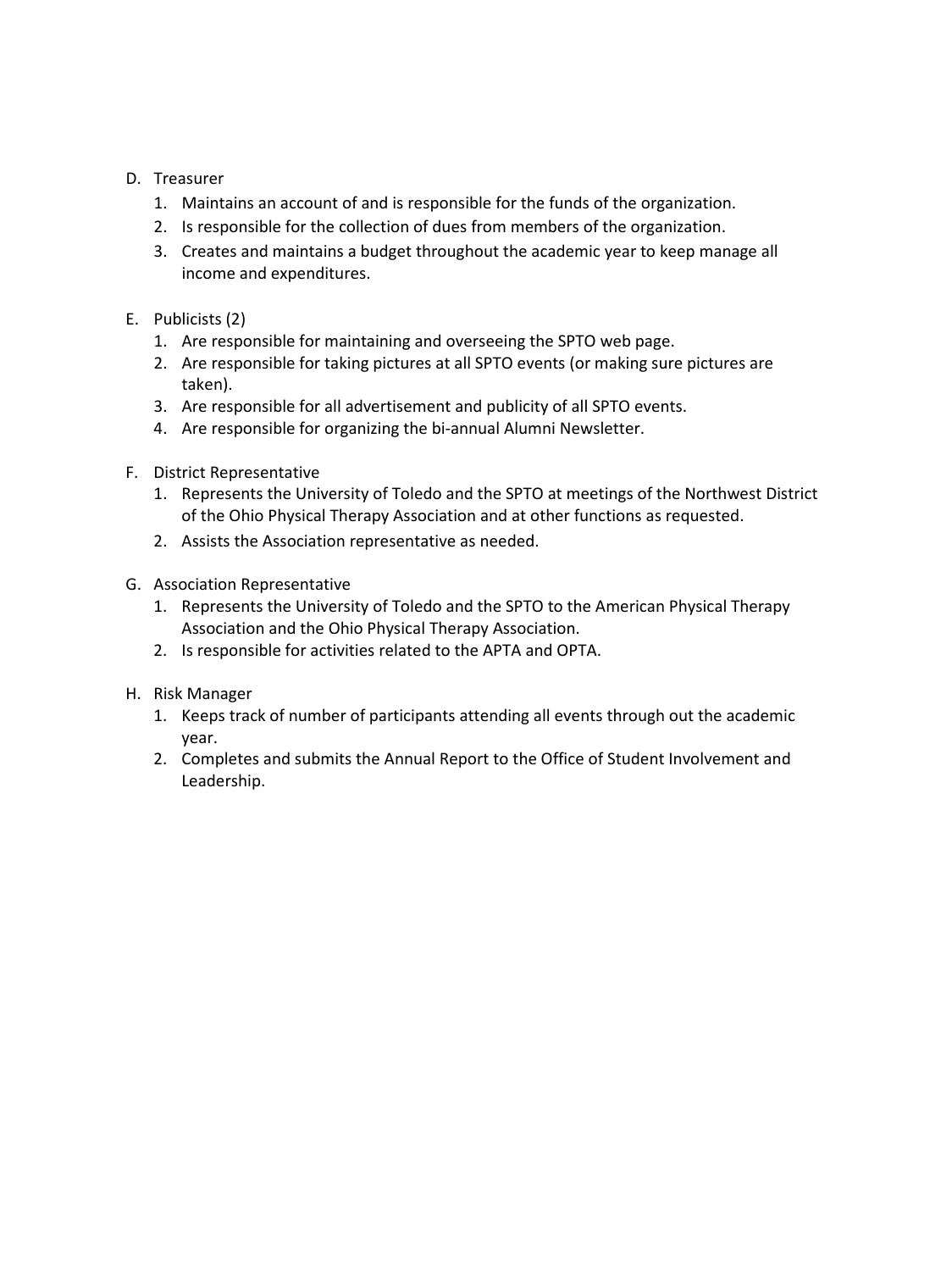D. Treasurer
   1. Maintains an account of and is responsible for the funds of the organization.
   2. Is responsible for the collection of dues from members of the organization.
   3. Creates and maintains a budget throughout the academic year to keep manage all income and expenditures.

E. Publicists (2)
   1. Are responsible for maintaining and overseeing the SPTO web page.
   2. Are responsible for taking pictures at all SPTO events (or making sure pictures are taken).
   3. Are responsible for all advertisement and publicity of all SPTO events.
   4. Are responsible for organizing the bi-annual Alumni Newsletter.

F. District Representative
   1. Represents the University of Toledo and the SPTO at meetings of the Northwest District of the Ohio Physical Therapy Association and at other functions as requested.
   2. Assists the Association representative as needed.

G. Association Representative
   1. Represents the University of Toledo and the SPTO to the American Physical Therapy Association and the Ohio Physical Therapy Association.
   2. Is responsible for activities related to the APTA and OPTA.

H. Risk Manager
   1. Keeps track of number of participants attending all events through out the academic year.
   2. Completes and submits the Annual Report to the Office of Student Involvement and Leadership.